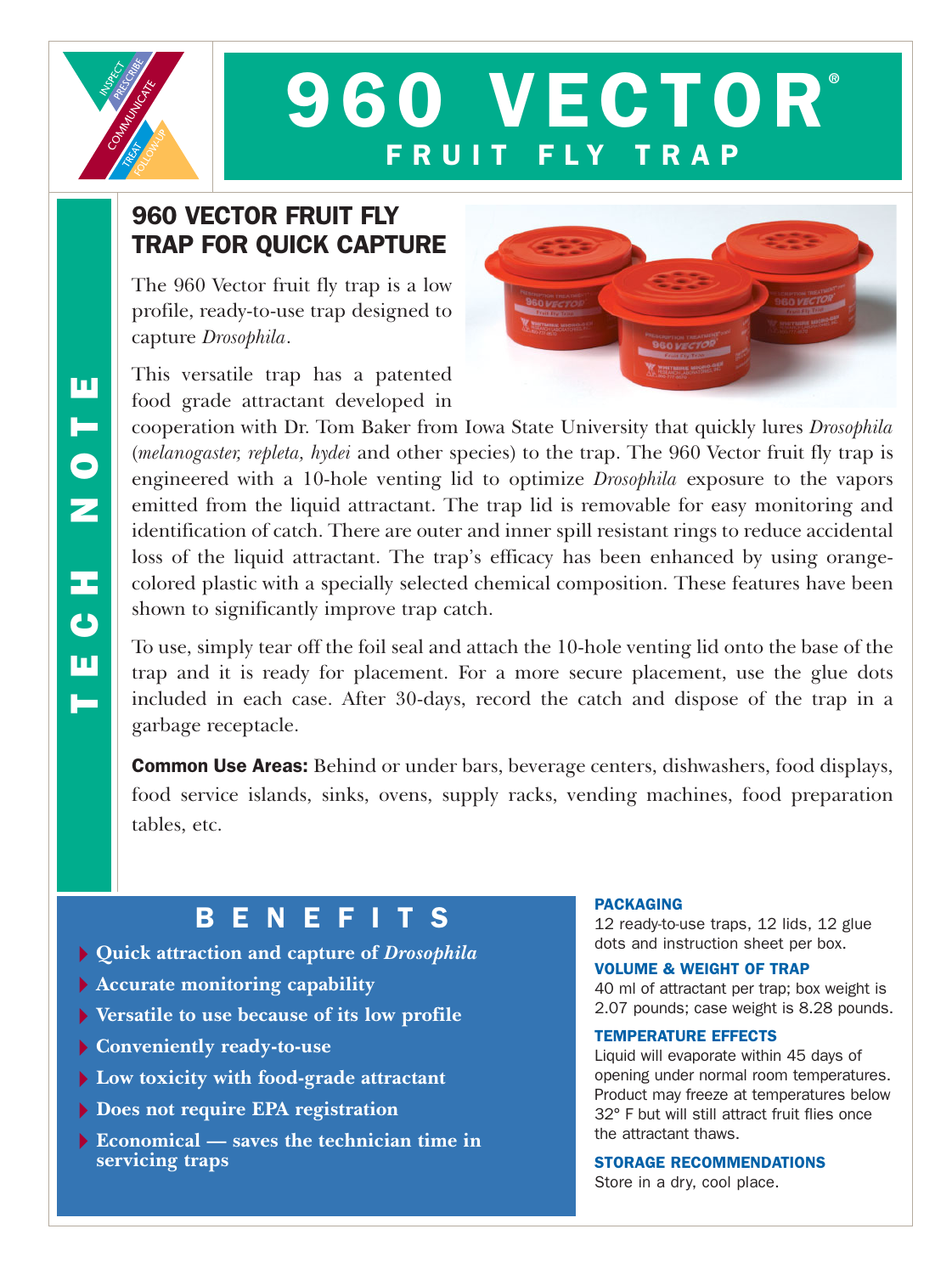# 960 VECTOR®

## FRUIT FLY TRAP

TECH NOTE

### 960 VECTOR FRUIT FLY TRAP FOR QUICK CAPTURE

The 960 Vector fruit fly trap is a low profile, ready-to-use trap designed to capture *Drosophila*.

This versatile trap has a patented food grade attractant developed in cooperation with Dr. Tom Baker from Iowa State University that quickly lures *Drosophila* (*melanogaster, repleta, hydei* and other species) to the trap. The 960 Vector fruit fly trap is engineered with a 10-hole venting lid to optimize *Drosophila* exposure to the vapors emitted from the liquid attractant. The trap lid is removable for easy monitoring and identification of catch. There are outer and inner spill resistant rings to reduce accidental loss of the liquid attractant. The trap's efficacy has been enhanced by using orange-colored plastic with a specially selected chemical composition. These features have been shown to significantly improve trap catch.

To use, simply tear off the foil seal and attach the 10-hole venting lid onto the base of the trap and it is ready for placement. For a more secure placement, use the glue dots included in each case. After 30-days, record the catch and dispose of the trap in a garbage receptacle.

**Common Use Areas:** Behind or under bars, beverage centers, dishwashers, food displays, food service islands, sinks, ovens, supply racks, vending machines, food preparation tables, etc.

## BENEFITS

- **Quick attraction and capture of *Drosophila***
- **Accurate monitoring capability**
- **Versatile to use because of its low profile**
- **Conveniently ready-to-use**
- **Low toxicity with food-grade attractant**
- **Does not require EPA registration**
- **Economical — saves the technician time in servicing traps**

#### PACKAGING

12 ready-to-use traps, 12 lids, 12 glue dots and instruction sheet per box.

#### VOLUME & WEIGHT OF TRAP

40 ml of attractant per trap; box weight is 2.07 pounds; case weight is 8.28 pounds.

#### TEMPERATURE EFFECTS

Liquid will evaporate within 45 days of opening under normal room temperatures. Product may freeze at temperatures below 32° F but will still attract fruit flies once the attractant thaws.

#### STORAGE RECOMMENDATIONS

Store in a dry, cool place.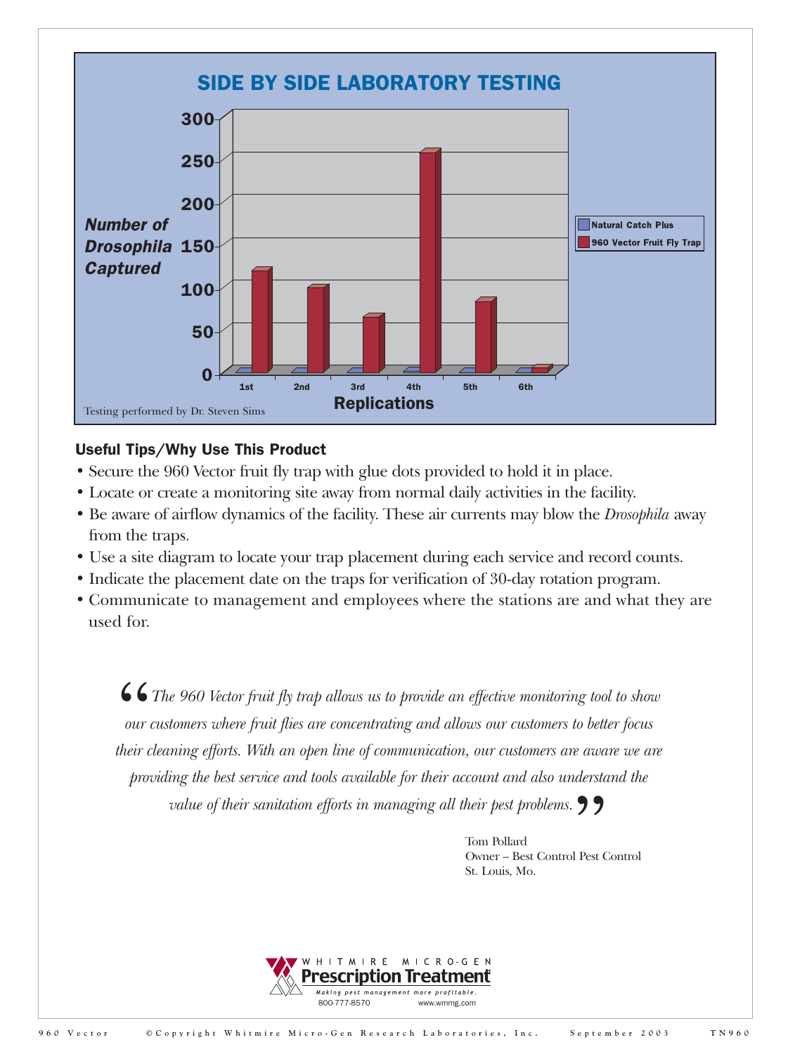## SIDE BY SIDE LABORATORY TESTING

300
250
200
150
100
50
0

Number of Drosophila Captured

1st
2nd
3rd
4th
5th
6th

Replications

Natural Catch Plus
960 Vector Fruit Fly Trap

Testing performed by Dr. Steven Sims

### Useful Tips/Why Use This Product

- Secure the 960 Vector fruit fly trap with glue dots provided to hold it in place.
- Locate or create a monitoring site away from normal daily activities in the facility.
- Be aware of airflow dynamics of the facility. These air currents may blow the *Drosophila* away from the traps.
- Use a site diagram to locate your trap placement during each service and record counts.
- Indicate the placement date on the traps for verification of 30-day rotation program.
- Communicate to management and employees where the stations are and what they are used for.

> *"The 960 Vector fruit fly trap allows us to provide an effective monitoring tool to show our customers where fruit flies are concentrating and allows our customers to better focus their cleaning efforts. With an open line of communication, our customers are aware we are providing the best service and tools available for their account and also understand the value of their sanitation efforts in managing all their pest problems."*

Tom Pollard
Owner – Best Control Pest Control
St. Louis, Mo.

WHITMIRE MICRO-GEN
Prescription Treatment®
*Making pest management more profitable.*
800-777-8570 www.wmmg.com

960 Vector ©Copyright Whitmire Micro-Gen Research Laboratories, Inc. September 2003 TN960